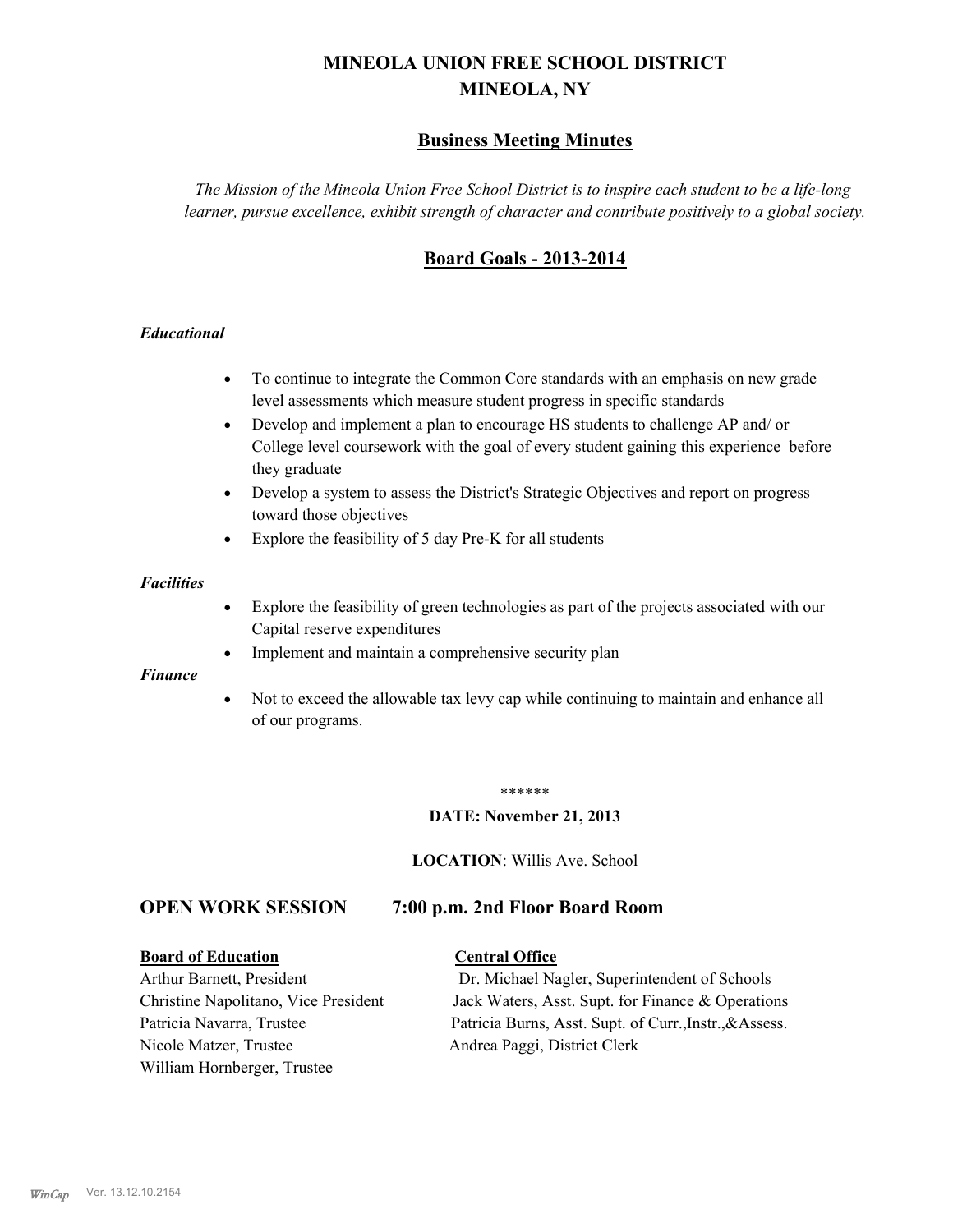# MINEOLA UNION FREE SCHOOL DISTRICT
# MINEOLA, NY

## Business Meeting Minutes

*The Mission of the Mineola Union Free School District is to inspire each student to be a life-long learner, pursue excellence, exhibit strength of character and contribute positively to a global society.*

## Board Goals - 2013-2014

***Educational***

- To continue to integrate the Common Core standards with an emphasis on new grade level assessments which measure student progress in specific standards
- Develop and implement a plan to encourage HS students to challenge AP and/ or College level coursework with the goal of every student gaining this experience before they graduate
- Develop a system to assess the District's Strategic Objectives and report on progress toward those objectives
- Explore the feasibility of 5 day Pre-K for all students

***Facilities***

- Explore the feasibility of green technologies as part of the projects associated with our Capital reserve expenditures
- Implement and maintain a comprehensive security plan

***Finance***

- Not to exceed the allowable tax levy cap while continuing to maintain and enhance all of our programs.

******

**DATE: November 21, 2013**

**LOCATION**: Willis Ave. School

## OPEN WORK SESSION 7:00 p.m. 2nd Floor Board Room

| **Board of Education** | **Central Office** |
|---|---|
| Arthur Barnett, President | Dr. Michael Nagler, Superintendent of Schools |
| Christine Napolitano, Vice President | Jack Waters, Asst. Supt. for Finance & Operations |
| Patricia Navarra, Trustee | Patricia Burns, Asst. Supt. of Curr.,Instr.,&Assess. |
| Nicole Matzer, Trustee | Andrea Paggi, District Clerk |
| William Hornberger, Trustee | |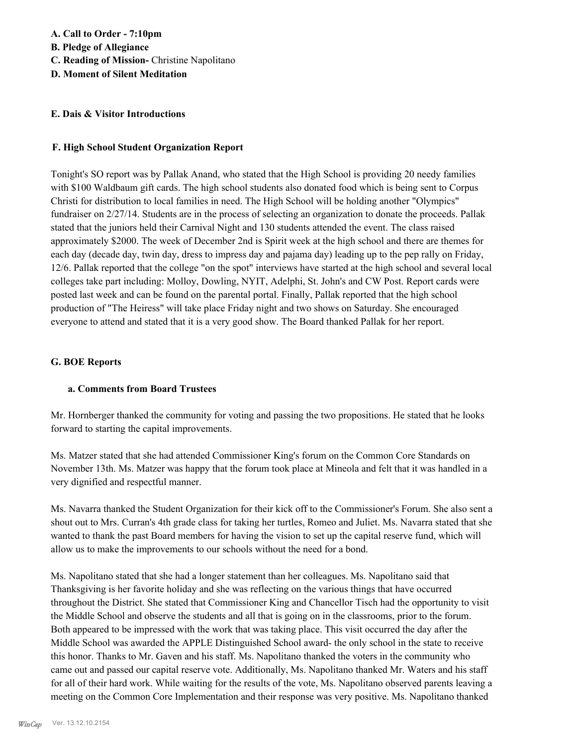**A. Call to Order - 7:10pm**
**B. Pledge of Allegiance**
**C. Reading of Mission-** Christine Napolitano
**D. Moment of Silent Meditation**

**E. Dais & Visitor Introductions**

**F. High School Student Organization Report**

Tonight's SO report was by Pallak Anand, who stated that the High School is providing 20 needy families with $100 Waldbaum gift cards. The high school students also donated food which is being sent to Corpus Christi for distribution to local families in need. The High School will be holding another "Olympics" fundraiser on 2/27/14. Students are in the process of selecting an organization to donate the proceeds. Pallak stated that the juniors held their Carnival Night and 130 students attended the event. The class raised approximately $2000. The week of December 2nd is Spirit week at the high school and there are themes for each day (decade day, twin day, dress to impress day and pajama day) leading up to the pep rally on Friday, 12/6. Pallak reported that the college "on the spot" interviews have started at the high school and several local colleges take part including: Molloy, Dowling, NYIT, Adelphi, St. John's and CW Post. Report cards were posted last week and can be found on the parental portal. Finally, Pallak reported that the high school production of "The Heiress" will take place Friday night and two shows on Saturday. She encouraged everyone to attend and stated that it is a very good show. The Board thanked Pallak for her report.

**G. BOE Reports**

**a. Comments from Board Trustees**

Mr. Hornberger thanked the community for voting and passing the two propositions. He stated that he looks forward to starting the capital improvements.

Ms. Matzer stated that she had attended Commissioner King's forum on the Common Core Standards on November 13th. Ms. Matzer was happy that the forum took place at Mineola and felt that it was handled in a very dignified and respectful manner.

Ms. Navarra thanked the Student Organization for their kick off to the Commissioner's Forum. She also sent a shout out to Mrs. Curran's 4th grade class for taking her turtles, Romeo and Juliet. Ms. Navarra stated that she wanted to thank the past Board members for having the vision to set up the capital reserve fund, which will allow us to make the improvements to our schools without the need for a bond.

Ms. Napolitano stated that she had a longer statement than her colleagues. Ms. Napolitano said that Thanksgiving is her favorite holiday and she was reflecting on the various things that have occurred throughout the District. She stated that Commissioner King and Chancellor Tisch had the opportunity to visit the Middle School and observe the students and all that is going on in the classrooms, prior to the forum. Both appeared to be impressed with the work that was taking place. This visit occurred the day after the Middle School was awarded the APPLE Distinguished School award- the only school in the state to receive this honor. Thanks to Mr. Gaven and his staff. Ms. Napolitano thanked the voters in the community who came out and passed our capital reserve vote. Additionally, Ms. Napolitano thanked Mr. Waters and his staff for all of their hard work. While waiting for the results of the vote, Ms. Napolitano observed parents leaving a meeting on the Common Core Implementation and their response was very positive. Ms. Napolitano thanked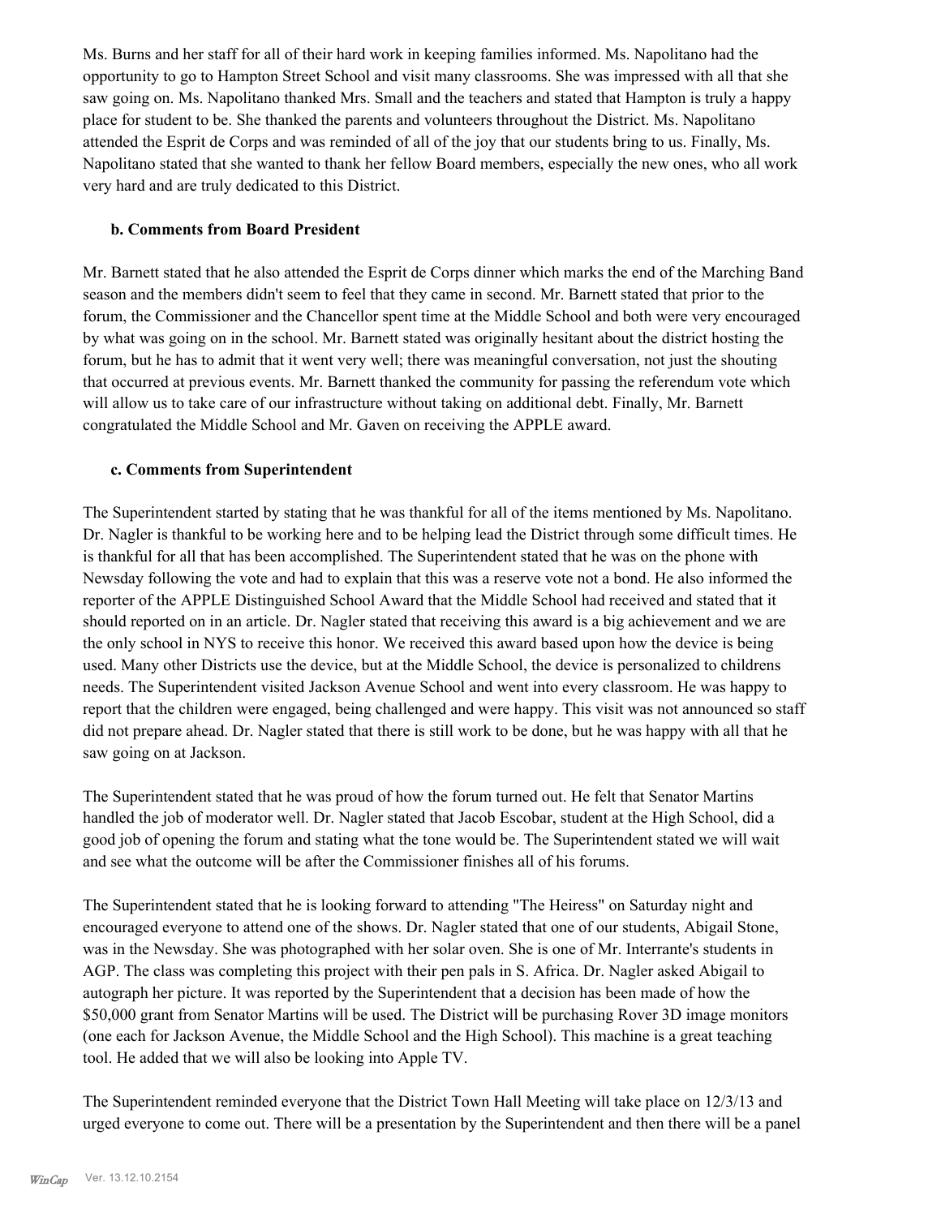Ms. Burns and her staff for all of their hard work in keeping families informed. Ms. Napolitano had the opportunity to go to Hampton Street School and visit many classrooms. She was impressed with all that she saw going on. Ms. Napolitano thanked Mrs. Small and the teachers and stated that Hampton is truly a happy place for student to be. She thanked the parents and volunteers throughout the District. Ms. Napolitano attended the Esprit de Corps and was reminded of all of the joy that our students bring to us. Finally, Ms. Napolitano stated that she wanted to thank her fellow Board members, especially the new ones, who all work very hard and are truly dedicated to this District.

### b. Comments from Board President

Mr. Barnett stated that he also attended the Esprit de Corps dinner which marks the end of the Marching Band season and the members didn't seem to feel that they came in second. Mr. Barnett stated that prior to the forum, the Commissioner and the Chancellor spent time at the Middle School and both were very encouraged by what was going on in the school. Mr. Barnett stated was originally hesitant about the district hosting the forum, but he has to admit that it went very well; there was meaningful conversation, not just the shouting that occurred at previous events. Mr. Barnett thanked the community for passing the referendum vote which will allow us to take care of our infrastructure without taking on additional debt. Finally, Mr. Barnett congratulated the Middle School and Mr. Gaven on receiving the APPLE award.

### c. Comments from Superintendent

The Superintendent started by stating that he was thankful for all of the items mentioned by Ms. Napolitano. Dr. Nagler is thankful to be working here and to be helping lead the District through some difficult times. He is thankful for all that has been accomplished. The Superintendent stated that he was on the phone with Newsday following the vote and had to explain that this was a reserve vote not a bond. He also informed the reporter of the APPLE Distinguished School Award that the Middle School had received and stated that it should reported on in an article. Dr. Nagler stated that receiving this award is a big achievement and we are the only school in NYS to receive this honor. We received this award based upon how the device is being used. Many other Districts use the device, but at the Middle School, the device is personalized to childrens needs. The Superintendent visited Jackson Avenue School and went into every classroom. He was happy to report that the children were engaged, being challenged and were happy. This visit was not announced so staff did not prepare ahead. Dr. Nagler stated that there is still work to be done, but he was happy with all that he saw going on at Jackson.

The Superintendent stated that he was proud of how the forum turned out. He felt that Senator Martins handled the job of moderator well. Dr. Nagler stated that Jacob Escobar, student at the High School, did a good job of opening the forum and stating what the tone would be. The Superintendent stated we will wait and see what the outcome will be after the Commissioner finishes all of his forums.

The Superintendent stated that he is looking forward to attending "The Heiress" on Saturday night and encouraged everyone to attend one of the shows. Dr. Nagler stated that one of our students, Abigail Stone, was in the Newsday. She was photographed with her solar oven. She is one of Mr. Interrante's students in AGP. The class was completing this project with their pen pals in S. Africa. Dr. Nagler asked Abigail to autograph her picture. It was reported by the Superintendent that a decision has been made of how the $50,000 grant from Senator Martins will be used. The District will be purchasing Rover 3D image monitors (one each for Jackson Avenue, the Middle School and the High School). This machine is a great teaching tool. He added that we will also be looking into Apple TV.

The Superintendent reminded everyone that the District Town Hall Meeting will take place on 12/3/13 and urged everyone to come out. There will be a presentation by the Superintendent and then there will be a panel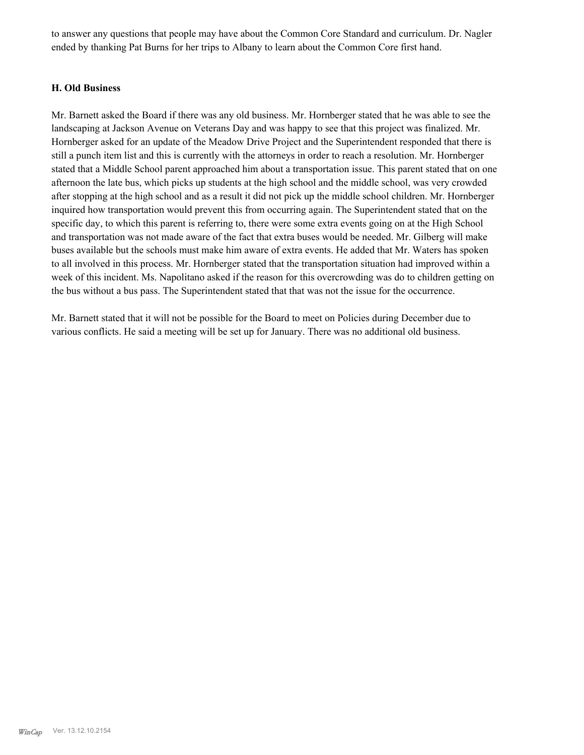to answer any questions that people may have about the Common Core Standard and curriculum. Dr. Nagler ended by thanking Pat Burns for her trips to Albany to learn about the Common Core first hand.

### H. Old Business

Mr. Barnett asked the Board if there was any old business. Mr. Hornberger stated that he was able to see the landscaping at Jackson Avenue on Veterans Day and was happy to see that this project was finalized. Mr. Hornberger asked for an update of the Meadow Drive Project and the Superintendent responded that there is still a punch item list and this is currently with the attorneys in order to reach a resolution. Mr. Hornberger stated that a Middle School parent approached him about a transportation issue. This parent stated that on one afternoon the late bus, which picks up students at the high school and the middle school, was very crowded after stopping at the high school and as a result it did not pick up the middle school children. Mr. Hornberger inquired how transportation would prevent this from occurring again. The Superintendent stated that on the specific day, to which this parent is referring to, there were some extra events going on at the High School and transportation was not made aware of the fact that extra buses would be needed. Mr. Gilberg will make buses available but the schools must make him aware of extra events. He added that Mr. Waters has spoken to all involved in this process. Mr. Hornberger stated that the transportation situation had improved within a week of this incident. Ms. Napolitano asked if the reason for this overcrowding was do to children getting on the bus without a bus pass. The Superintendent stated that that was not the issue for the occurrence.

Mr. Barnett stated that it will not be possible for the Board to meet on Policies during December due to various conflicts. He said a meeting will be set up for January. There was no additional old business.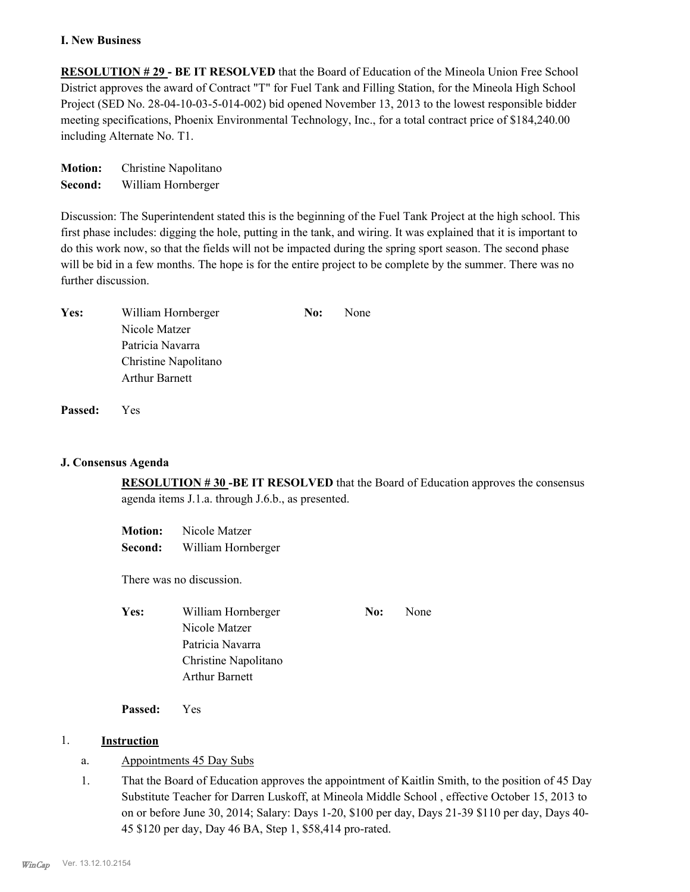## I. New Business

**RESOLUTION # 29 - BE IT RESOLVED** that the Board of Education of the Mineola Union Free School District approves the award of Contract "T" for Fuel Tank and Filling Station, for the Mineola High School Project (SED No. 28-04-10-03-5-014-002) bid opened November 13, 2013 to the lowest responsible bidder meeting specifications, Phoenix Environmental Technology, Inc., for a total contract price of $184,240.00 including Alternate No. T1.

**Motion:** Christine Napolitano
**Second:** William Hornberger

Discussion: The Superintendent stated this is the beginning of the Fuel Tank Project at the high school. This first phase includes: digging the hole, putting in the tank, and wiring. It was explained that it is important to do this work now, so that the fields will not be impacted during the spring sport season. The second phase will be bid in a few months. The hope is for the entire project to be complete by the summer. There was no further discussion.

**Yes:** William Hornberger, Nicole Matzer, Patricia Navarra, Christine Napolitano, Arthur Barnett
**No:** None

**Passed:** Yes

## J. Consensus Agenda

**RESOLUTION # 30 -BE IT RESOLVED** that the Board of Education approves the consensus agenda items J.1.a. through J.6.b., as presented.

**Motion:** Nicole Matzer
**Second:** William Hornberger

There was no discussion.

**Yes:** William Hornberger, Nicole Matzer, Patricia Navarra, Christine Napolitano, Arthur Barnett
**No:** None

**Passed:** Yes

1. **Instruction**

   a. Appointments 45 Day Subs

   1. That the Board of Education approves the appointment of Kaitlin Smith, to the position of 45 Day Substitute Teacher for Darren Luskoff, at Mineola Middle School , effective October 15, 2013 to on or before June 30, 2014; Salary: Days 1-20, $100 per day, Days 21-39 $110 per day, Days 40-45 $120 per day, Day 46 BA, Step 1, $58,414 pro-rated.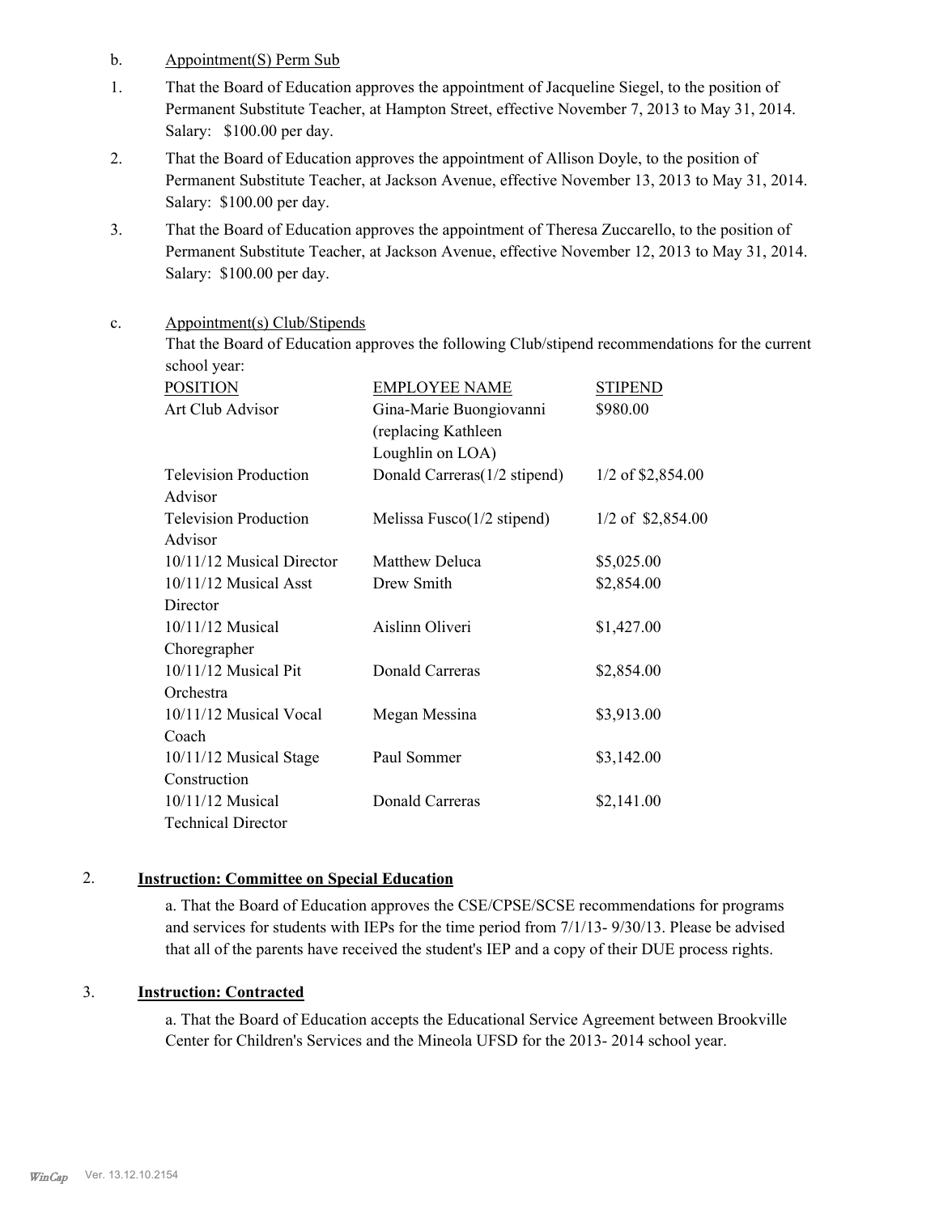b. Appointment(S) Perm Sub

1. That the Board of Education approves the appointment of Jacqueline Siegel, to the position of Permanent Substitute Teacher, at Hampton Street, effective November 7, 2013 to May 31, 2014. Salary: $100.00 per day.

2. That the Board of Education approves the appointment of Allison Doyle, to the position of Permanent Substitute Teacher, at Jackson Avenue, effective November 13, 2013 to May 31, 2014. Salary: $100.00 per day.

3. That the Board of Education approves the appointment of Theresa Zuccarello, to the position of Permanent Substitute Teacher, at Jackson Avenue, effective November 12, 2013 to May 31, 2014. Salary: $100.00 per day.

c. Appointment(s) Club/Stipends

That the Board of Education approves the following Club/stipend recommendations for the current school year:

| POSITION | EMPLOYEE NAME | STIPEND |
|---|---|---|
| Art Club Advisor | Gina-Marie Buongiovanni (replacing Kathleen Loughlin on LOA) | $980.00 |
| Television Production Advisor | Donald Carreras(1/2 stipend) | 1/2 of $2,854.00 |
| Television Production Advisor | Melissa Fusco(1/2 stipend) | 1/2 of $2,854.00 |
| 10/11/12 Musical Director | Matthew Deluca | $5,025.00 |
| 10/11/12 Musical Asst Director | Drew Smith | $2,854.00 |
| 10/11/12 Musical Choregrapher | Aislinn Oliveri | $1,427.00 |
| 10/11/12 Musical Pit Orchestra | Donald Carreras | $2,854.00 |
| 10/11/12 Musical Vocal Coach | Megan Messina | $3,913.00 |
| 10/11/12 Musical Stage Construction | Paul Sommer | $3,142.00 |
| 10/11/12 Musical Technical Director | Donald Carreras | $2,141.00 |

2. **Instruction: Committee on Special Education**

a. That the Board of Education approves the CSE/CPSE/SCSE recommendations for programs and services for students with IEPs for the time period from 7/1/13- 9/30/13. Please be advised that all of the parents have received the student's IEP and a copy of their DUE process rights.

3. **Instruction: Contracted**

a. That the Board of Education accepts the Educational Service Agreement between Brookville Center for Children's Services and the Mineola UFSD for the 2013- 2014 school year.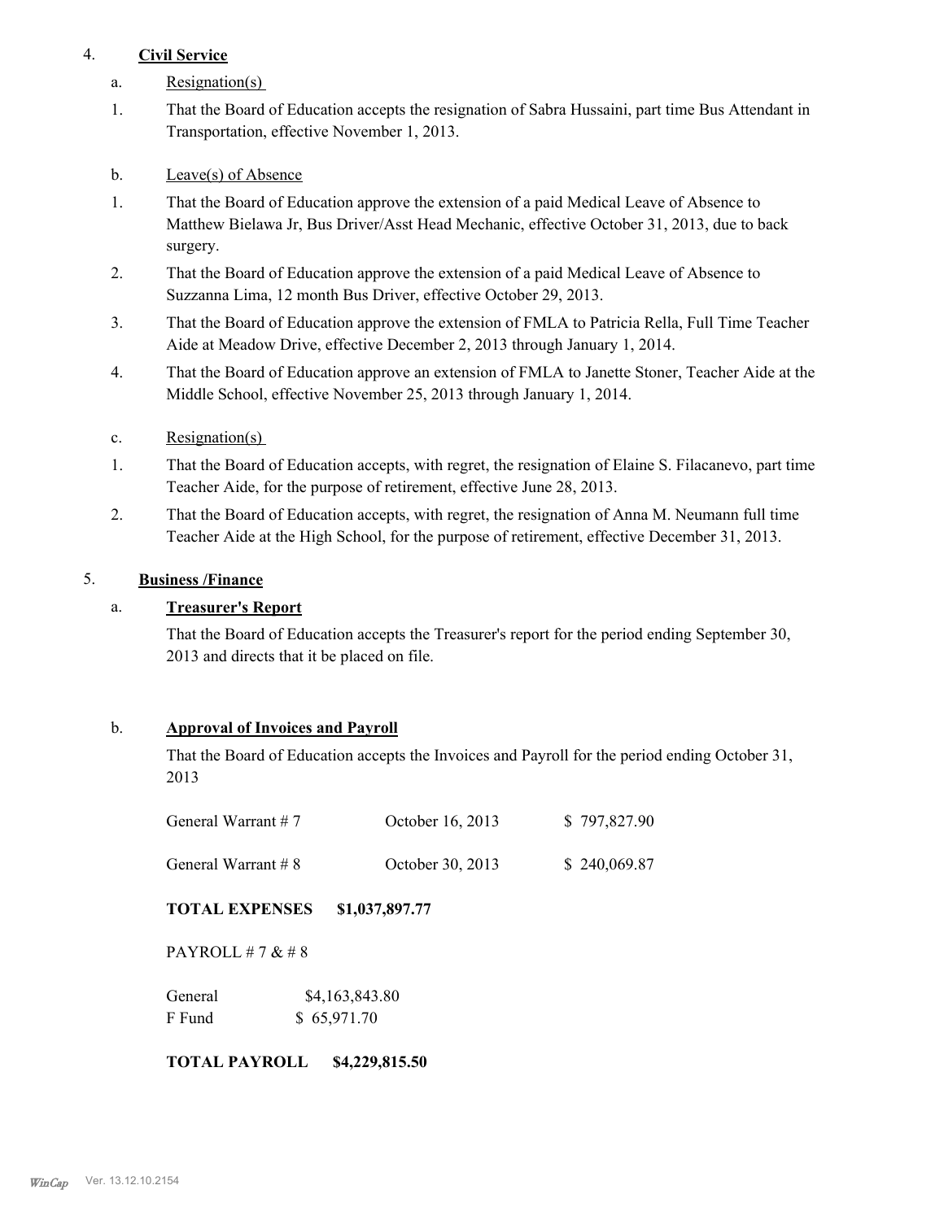4. **Civil Service**

a. Resignation(s)

1. That the Board of Education accepts the resignation of Sabra Hussaini, part time Bus Attendant in Transportation, effective November 1, 2013.

b. Leave(s) of Absence

1. That the Board of Education approve the extension of a paid Medical Leave of Absence to Matthew Bielawa Jr, Bus Driver/Asst Head Mechanic, effective October 31, 2013, due to back surgery.
2. That the Board of Education approve the extension of a paid Medical Leave of Absence to Suzzanna Lima, 12 month Bus Driver, effective October 29, 2013.
3. That the Board of Education approve the extension of FMLA to Patricia Rella, Full Time Teacher Aide at Meadow Drive, effective December 2, 2013 through January 1, 2014.
4. That the Board of Education approve an extension of FMLA to Janette Stoner, Teacher Aide at the Middle School, effective November 25, 2013 through January 1, 2014.

c. Resignation(s)

1. That the Board of Education accepts, with regret, the resignation of Elaine S. Filacanevo, part time Teacher Aide, for the purpose of retirement, effective June 28, 2013.
2. That the Board of Education accepts, with regret, the resignation of Anna M. Neumann full time Teacher Aide at the High School, for the purpose of retirement, effective December 31, 2013.

5. **Business /Finance**

a. **Treasurer's Report**

That the Board of Education accepts the Treasurer's report for the period ending September 30, 2013 and directs that it be placed on file.

b. **Approval of Invoices and Payroll**

That the Board of Education accepts the Invoices and Payroll for the period ending October 31, 2013

| | | |
|---|---|---|
| General Warrant # 7 | October 16, 2013 | $ 797,827.90 |
| General Warrant # 8 | October 30, 2013 | $ 240,069.87 |

**TOTAL EXPENSES $1,037,897.77**

PAYROLL # 7 & # 8

| | |
|---|---|
| General | $4,163,843.80 |
| F Fund | $ 65,971.70 |

**TOTAL PAYROLL $4,229,815.50**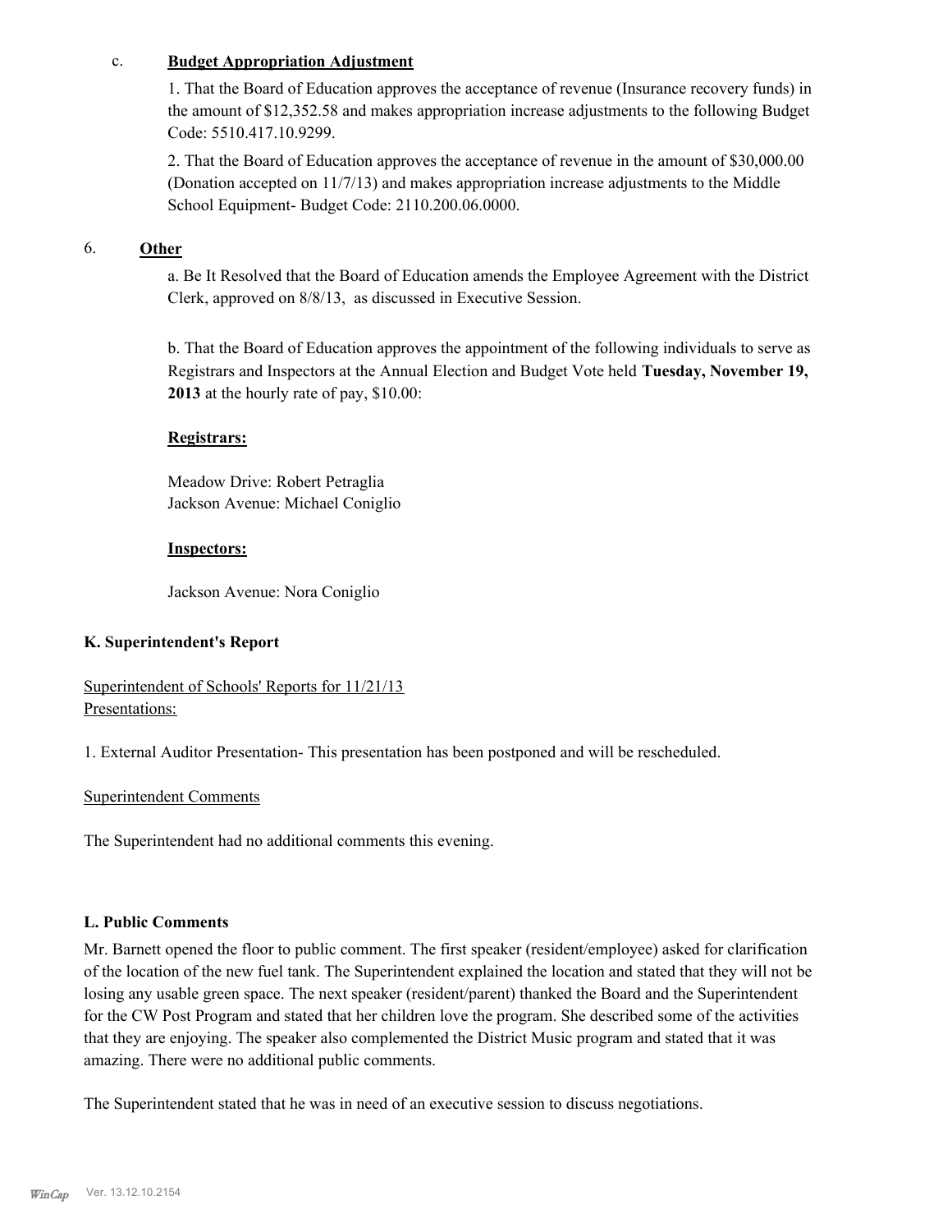c. **Budget Appropriation Adjustment**

1. That the Board of Education approves the acceptance of revenue (Insurance recovery funds) in the amount of $12,352.58 and makes appropriation increase adjustments to the following Budget Code: 5510.417.10.9299.

2. That the Board of Education approves the acceptance of revenue in the amount of $30,000.00 (Donation accepted on 11/7/13) and makes appropriation increase adjustments to the Middle School Equipment- Budget Code: 2110.200.06.0000.

6. **Other**

a. Be It Resolved that the Board of Education amends the Employee Agreement with the District Clerk, approved on 8/8/13, as discussed in Executive Session.

b. That the Board of Education approves the appointment of the following individuals to serve as Registrars and Inspectors at the Annual Election and Budget Vote held **Tuesday, November 19, 2013** at the hourly rate of pay, $10.00:

**Registrars:**

Meadow Drive: Robert Petraglia
Jackson Avenue: Michael Coniglio

**Inspectors:**

Jackson Avenue: Nora Coniglio

**K. Superintendent's Report**

Superintendent of Schools' Reports for 11/21/13
Presentations:

1. External Auditor Presentation- This presentation has been postponed and will be rescheduled.

Superintendent Comments

The Superintendent had no additional comments this evening.

**L. Public Comments**

Mr. Barnett opened the floor to public comment. The first speaker (resident/employee) asked for clarification of the location of the new fuel tank. The Superintendent explained the location and stated that they will not be losing any usable green space. The next speaker (resident/parent) thanked the Board and the Superintendent for the CW Post Program and stated that her children love the program. She described some of the activities that they are enjoying. The speaker also complemented the District Music program and stated that it was amazing. There were no additional public comments.

The Superintendent stated that he was in need of an executive session to discuss negotiations.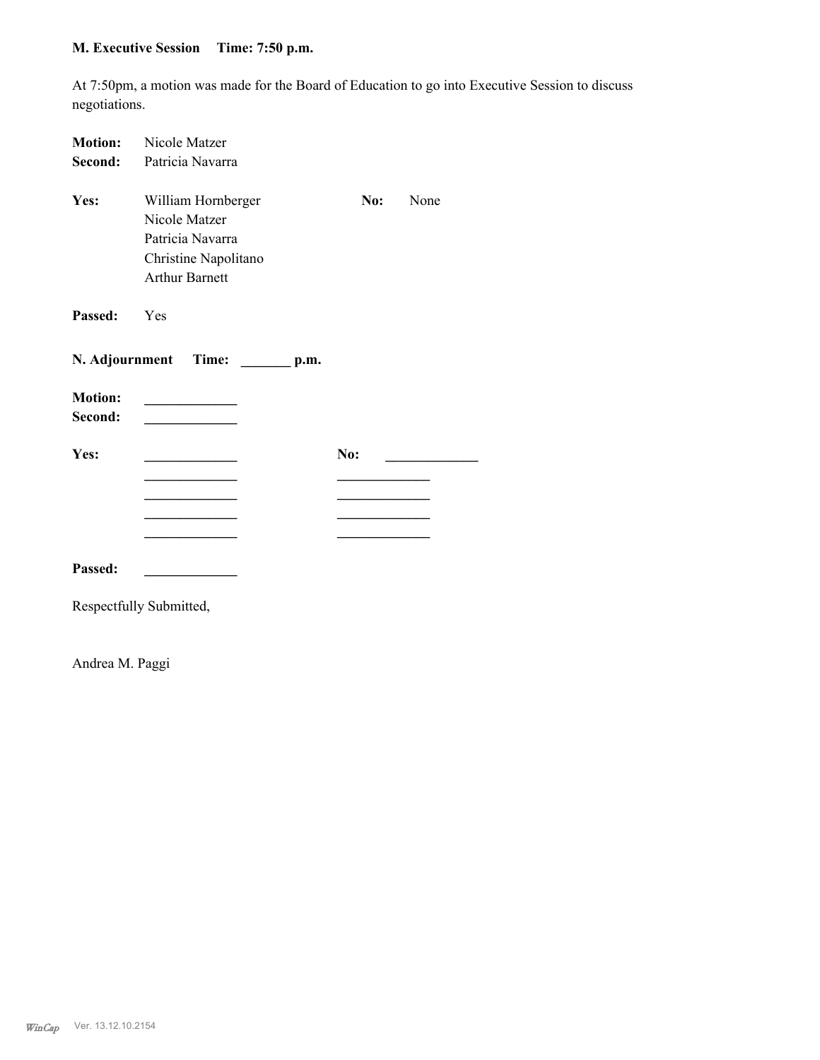**M. Executive Session Time: 7:50 p.m.**

At 7:50pm, a motion was made for the Board of Education to go into Executive Session to discuss negotiations.

**Motion:** Nicole Matzer
**Second:** Patricia Navarra

**Yes:** William Hornberger
Nicole Matzer
Patricia Navarra
Christine Napolitano
Arthur Barnett

**No:** None

**Passed:** Yes

**N. Adjournment Time: _______ p.m.**

**Motion:** _____________
**Second:** _____________

**Yes:** _____________
_____________
_____________
_____________
_____________

**No:** _____________
_____________
_____________
_____________
_____________

**Passed:** _____________

Respectfully Submitted,

Andrea M. Paggi